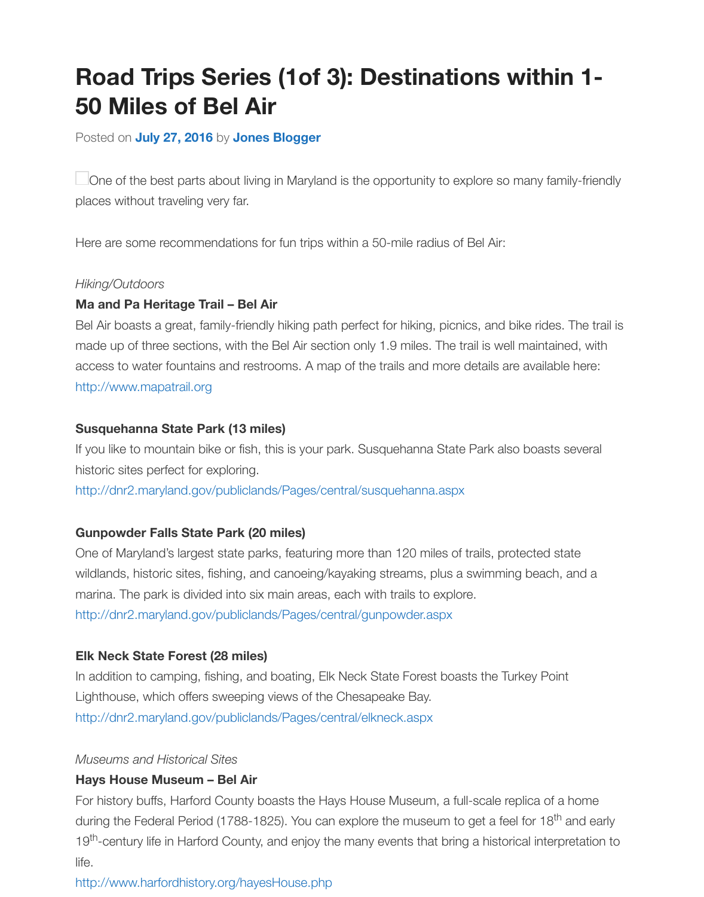# Road Trips Series (1of 3): Destinations within 1-50 Miles of Bel Air

Posted on **July 27, 2016** by **Jones Blogger**

One of the best parts about living in Maryland is the opportunity to explore so many family-friendly places without traveling very far.

Here are some recommendations for fun trips within a 50-mile radius of Bel Air:

*Hiking/Outdoors*

**Ma and Pa Heritage Trail – Bel Air**

Bel Air boasts a great, family-friendly hiking path perfect for hiking, picnics, and bike rides. The trail is made up of three sections, with the Bel Air section only 1.9 miles. The trail is well maintained, with access to water fountains and restrooms. A map of the trails and more details are available here: http://www.mapatrail.org

**Susquehanna State Park (13 miles)**

If you like to mountain bike or fish, this is your park. Susquehanna State Park also boasts several historic sites perfect for exploring.
http://dnr2.maryland.gov/publiclands/Pages/central/susquehanna.aspx

**Gunpowder Falls State Park (20 miles)**

One of Maryland's largest state parks, featuring more than 120 miles of trails, protected state wildlands, historic sites, fishing, and canoeing/kayaking streams, plus a swimming beach, and a marina. The park is divided into six main areas, each with trails to explore.
http://dnr2.maryland.gov/publiclands/Pages/central/gunpowder.aspx

**Elk Neck State Forest (28 miles)**

In addition to camping, fishing, and boating, Elk Neck State Forest boasts the Turkey Point Lighthouse, which offers sweeping views of the Chesapeake Bay.
http://dnr2.maryland.gov/publiclands/Pages/central/elkneck.aspx

*Museums and Historical Sites*

**Hays House Museum – Bel Air**

For history buffs, Harford County boasts the Hays House Museum, a full-scale replica of a home during the Federal Period (1788-1825). You can explore the museum to get a feel for 18th and early 19th-century life in Harford County, and enjoy the many events that bring a historical interpretation to life.
http://www.harfordhistory.org/hayesHouse.php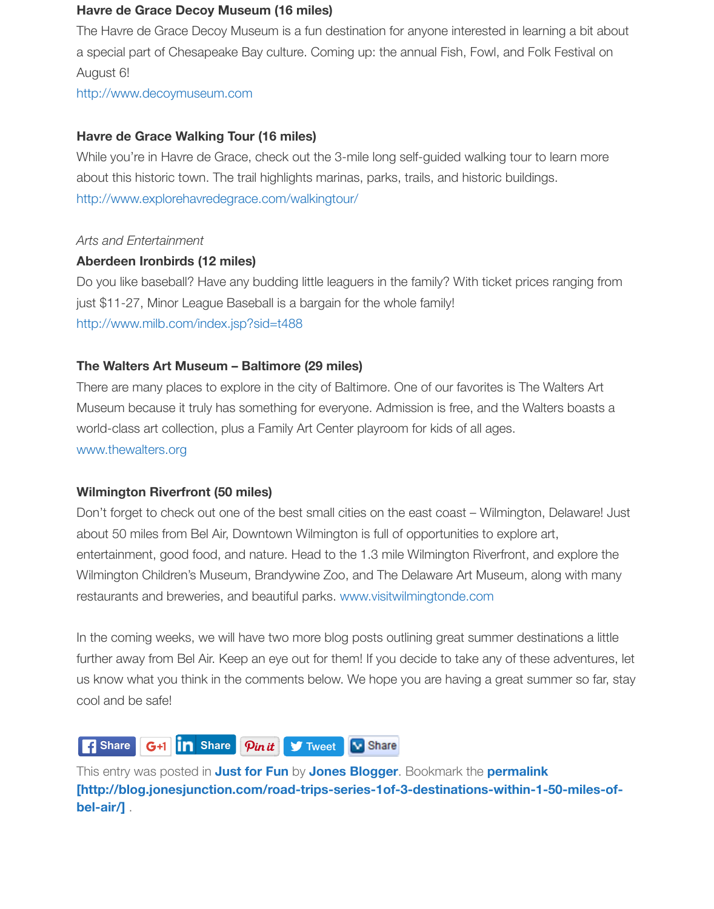**Havre de Grace Decoy Museum (16 miles)**

The Havre de Grace Decoy Museum is a fun destination for anyone interested in learning a bit about a special part of Chesapeake Bay culture. Coming up: the annual Fish, Fowl, and Folk Festival on August 6!

http://www.decoymuseum.com

**Havre de Grace Walking Tour (16 miles)**

While you're in Havre de Grace, check out the 3-mile long self-guided walking tour to learn more about this historic town. The trail highlights marinas, parks, trails, and historic buildings.

http://www.explorehavredegrace.com/walkingtour/

*Arts and Entertainment*

**Aberdeen Ironbirds (12 miles)**

Do you like baseball? Have any budding little leaguers in the family? With ticket prices ranging from just $11-27, Minor League Baseball is a bargain for the whole family!

http://www.milb.com/index.jsp?sid=t488

**The Walters Art Museum – Baltimore (29 miles)**

There are many places to explore in the city of Baltimore. One of our favorites is The Walters Art Museum because it truly has something for everyone. Admission is free, and the Walters boasts a world-class art collection, plus a Family Art Center playroom for kids of all ages.

www.thewalters.org

**Wilmington Riverfront (50 miles)**

Don't forget to check out one of the best small cities on the east coast – Wilmington, Delaware! Just about 50 miles from Bel Air, Downtown Wilmington is full of opportunities to explore art, entertainment, good food, and nature. Head to the 1.3 mile Wilmington Riverfront, and explore the Wilmington Children's Museum, Brandywine Zoo, and The Delaware Art Museum, along with many restaurants and breweries, and beautiful parks. www.visitwilmingtonde.com

In the coming weeks, we will have two more blog posts outlining great summer destinations a little further away from Bel Air. Keep an eye out for them! If you decide to take any of these adventures, let us know what you think in the comments below. We hope you are having a great summer so far, stay cool and be safe!

Share G+1 Share Pin it Tweet Share

This entry was posted in **Just for Fun** by **Jones Blogger**. Bookmark the **permalink [http://blog.jonesjunction.com/road-trips-series-1of-3-destinations-within-1-50-miles-of-bel-air/]** .